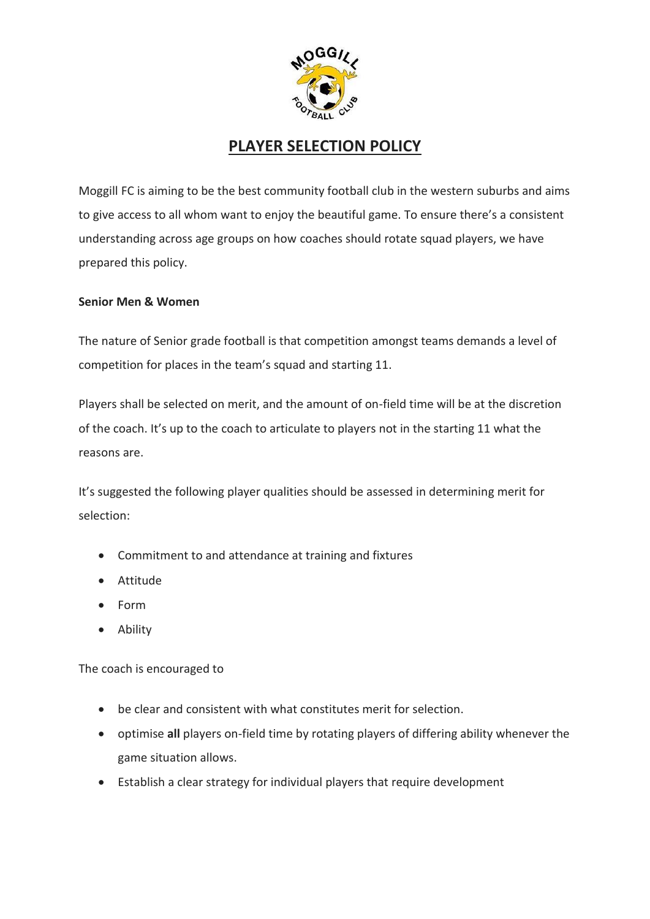# PLAYER SELECTION POLICY

Moggill FC is aiming to be the best community football club in the western suburbs and aims to give access to all whom want to enjoy the beautiful game. To ensure there's a consistent understanding across age groups on how coaches should rotate squad players, we have prepared this policy.

**Senior Men & Women**

The nature of Senior grade football is that competition amongst teams demands a level of competition for places in the team's squad and starting 11.

Players shall be selected on merit, and the amount of on-field time will be at the discretion of the coach. It's up to the coach to articulate to players not in the starting 11 what the reasons are.

It's suggested the following player qualities should be assessed in determining merit for selection:

- Commitment to and attendance at training and fixtures
- Attitude
- Form
- Ability

The coach is encouraged to

- be clear and consistent with what constitutes merit for selection.
- optimise **all** players on-field time by rotating players of differing ability whenever the game situation allows.
- Establish a clear strategy for individual players that require development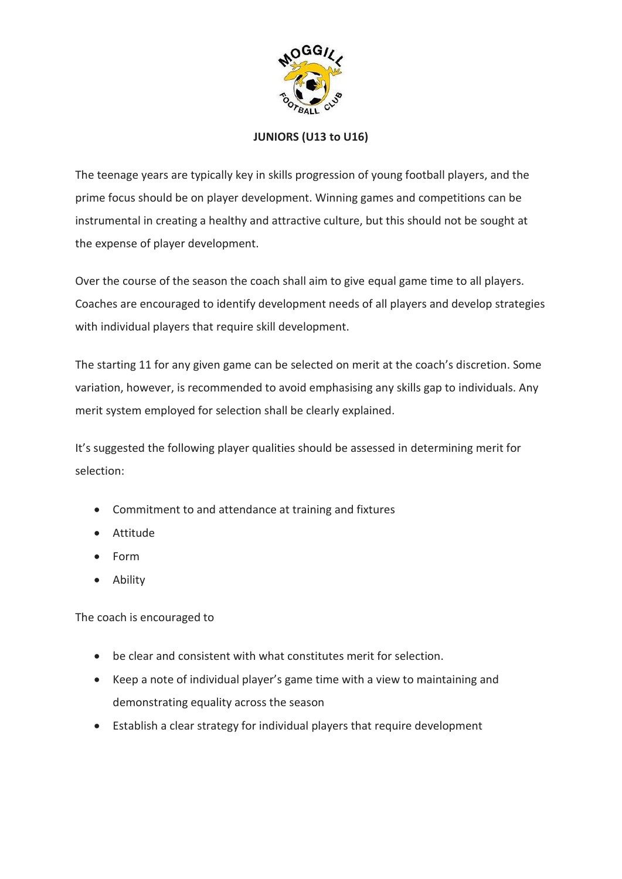**JUNIORS (U13 to U16)**

The teenage years are typically key in skills progression of young football players, and the prime focus should be on player development. Winning games and competitions can be instrumental in creating a healthy and attractive culture, but this should not be sought at the expense of player development.

Over the course of the season the coach shall aim to give equal game time to all players. Coaches are encouraged to identify development needs of all players and develop strategies with individual players that require skill development.

The starting 11 for any given game can be selected on merit at the coach's discretion. Some variation, however, is recommended to avoid emphasising any skills gap to individuals. Any merit system employed for selection shall be clearly explained.

It's suggested the following player qualities should be assessed in determining merit for selection:

- Commitment to and attendance at training and fixtures
- Attitude
- Form
- Ability

The coach is encouraged to

- be clear and consistent with what constitutes merit for selection.
- Keep a note of individual player's game time with a view to maintaining and demonstrating equality across the season
- Establish a clear strategy for individual players that require development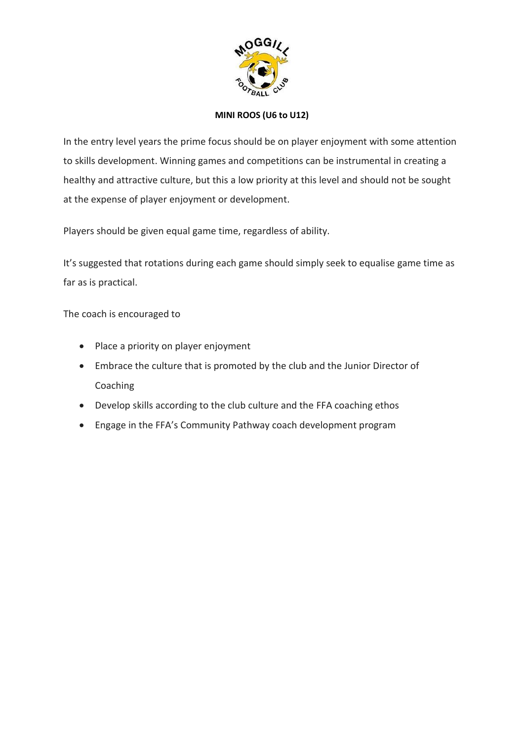**MINI ROOS (U6 to U12)**

In the entry level years the prime focus should be on player enjoyment with some attention to skills development. Winning games and competitions can be instrumental in creating a healthy and attractive culture, but this a low priority at this level and should not be sought at the expense of player enjoyment or development.

Players should be given equal game time, regardless of ability.

It's suggested that rotations during each game should simply seek to equalise game time as far as is practical.

The coach is encouraged to

- Place a priority on player enjoyment
- Embrace the culture that is promoted by the club and the Junior Director of Coaching
- Develop skills according to the club culture and the FFA coaching ethos
- Engage in the FFA's Community Pathway coach development program